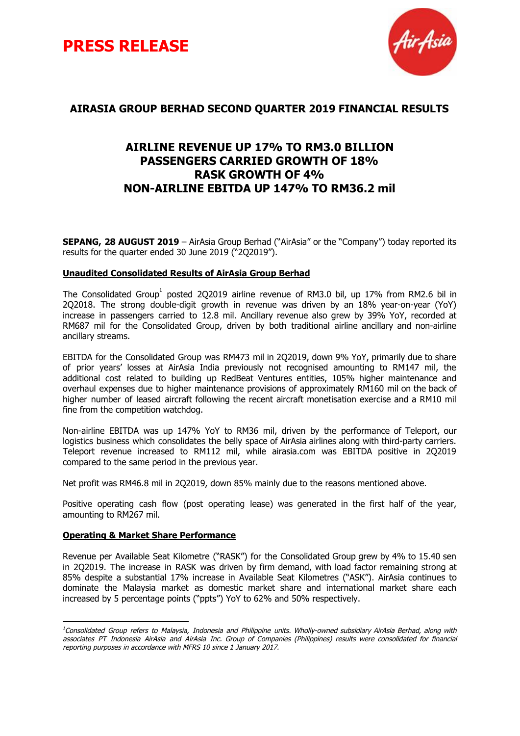# PRESS RELEASE

## AIRASIA GROUP BERHAD SECOND QUARTER 2019 FINANCIAL RESULTS

### AIRLINE REVENUE UP 17% TO RM3.0 BILLION
### PASSENGERS CARRIED GROWTH OF 18%
### RASK GROWTH OF 4%
### NON-AIRLINE EBITDA UP 147% TO RM36.2 mil

**SEPANG, 28 AUGUST 2019** – AirAsia Group Berhad ("AirAsia" or the "Company") today reported its results for the quarter ended 30 June 2019 ("2Q2019").

**Unaudited Consolidated Results of AirAsia Group Berhad**

The Consolidated Group[1] posted 2Q2019 airline revenue of RM3.0 bil, up 17% from RM2.6 bil in 2Q2018. The strong double-digit growth in revenue was driven by an 18% year-on-year (YoY) increase in passengers carried to 12.8 mil. Ancillary revenue also grew by 39% YoY, recorded at RM687 mil for the Consolidated Group, driven by both traditional airline ancillary and non-airline ancillary streams.

EBITDA for the Consolidated Group was RM473 mil in 2Q2019, down 9% YoY, primarily due to share of prior years' losses at AirAsia India previously not recognised amounting to RM147 mil, the additional cost related to building up RedBeat Ventures entities, 105% higher maintenance and overhaul expenses due to higher maintenance provisions of approximately RM160 mil on the back of higher number of leased aircraft following the recent aircraft monetisation exercise and a RM10 mil fine from the competition watchdog.

Non-airline EBITDA was up 147% YoY to RM36 mil, driven by the performance of Teleport, our logistics business which consolidates the belly space of AirAsia airlines along with third-party carriers. Teleport revenue increased to RM112 mil, while airasia.com was EBITDA positive in 2Q2019 compared to the same period in the previous year.

Net profit was RM46.8 mil in 2Q2019, down 85% mainly due to the reasons mentioned above.

Positive operating cash flow (post operating lease) was generated in the first half of the year, amounting to RM267 mil.

**Operating & Market Share Performance**

Revenue per Available Seat Kilometre ("RASK") for the Consolidated Group grew by 4% to 15.40 sen in 2Q2019. The increase in RASK was driven by firm demand, with load factor remaining strong at 85% despite a substantial 17% increase in Available Seat Kilometres ("ASK"). AirAsia continues to dominate the Malaysia market as domestic market share and international market share each increased by 5 percentage points ("ppts") YoY to 62% and 50% respectively.

---

*[1]Consolidated Group refers to Malaysia, Indonesia and Philippine units. Wholly-owned subsidiary AirAsia Berhad, along with associates PT Indonesia AirAsia and AirAsia Inc. Group of Companies (Philippines) results were consolidated for financial reporting purposes in accordance with MFRS 10 since 1 January 2017.*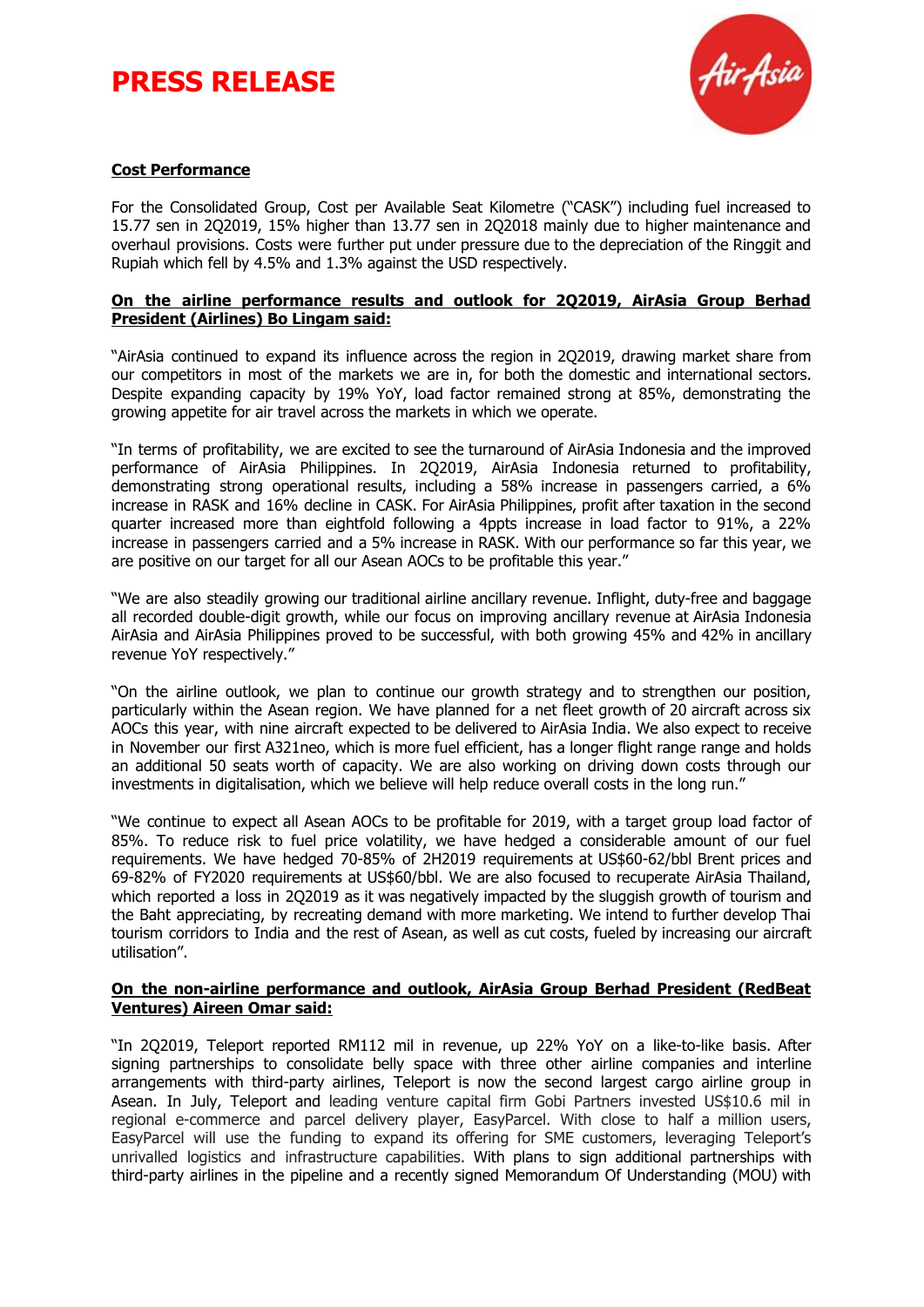**Cost Performance**

For the Consolidated Group, Cost per Available Seat Kilometre ("CASK") including fuel increased to 15.77 sen in 2Q2019, 15% higher than 13.77 sen in 2Q2018 mainly due to higher maintenance and overhaul provisions. Costs were further put under pressure due to the depreciation of the Ringgit and Rupiah which fell by 4.5% and 1.3% against the USD respectively.

**On the airline performance results and outlook for 2Q2019, AirAsia Group Berhad President (Airlines) Bo Lingam said:**

"AirAsia continued to expand its influence across the region in 2Q2019, drawing market share from our competitors in most of the markets we are in, for both the domestic and international sectors. Despite expanding capacity by 19% YoY, load factor remained strong at 85%, demonstrating the growing appetite for air travel across the markets in which we operate.

"In terms of profitability, we are excited to see the turnaround of AirAsia Indonesia and the improved performance of AirAsia Philippines. In 2Q2019, AirAsia Indonesia returned to profitability, demonstrating strong operational results, including a 58% increase in passengers carried, a 6% increase in RASK and 16% decline in CASK. For AirAsia Philippines, profit after taxation in the second quarter increased more than eightfold following a 4ppts increase in load factor to 91%, a 22% increase in passengers carried and a 5% increase in RASK. With our performance so far this year, we are positive on our target for all our Asean AOCs to be profitable this year."

"We are also steadily growing our traditional airline ancillary revenue. Inflight, duty-free and baggage all recorded double-digit growth, while our focus on improving ancillary revenue at AirAsia Indonesia AirAsia and AirAsia Philippines proved to be successful, with both growing 45% and 42% in ancillary revenue YoY respectively."

"On the airline outlook, we plan to continue our growth strategy and to strengthen our position, particularly within the Asean region. We have planned for a net fleet growth of 20 aircraft across six AOCs this year, with nine aircraft expected to be delivered to AirAsia India. We also expect to receive in November our first A321neo, which is more fuel efficient, has a longer flight range range and holds an additional 50 seats worth of capacity. We are also working on driving down costs through our investments in digitalisation, which we believe will help reduce overall costs in the long run."

"We continue to expect all Asean AOCs to be profitable for 2019, with a target group load factor of 85%. To reduce risk to fuel price volatility, we have hedged a considerable amount of our fuel requirements. We have hedged 70-85% of 2H2019 requirements at US$60-62/bbl Brent prices and 69-82% of FY2020 requirements at US$60/bbl. We are also focused to recuperate AirAsia Thailand, which reported a loss in 2Q2019 as it was negatively impacted by the sluggish growth of tourism and the Baht appreciating, by recreating demand with more marketing. We intend to further develop Thai tourism corridors to India and the rest of Asean, as well as cut costs, fueled by increasing our aircraft utilisation".

**On the non-airline performance and outlook, AirAsia Group Berhad President (RedBeat Ventures) Aireen Omar said:**

"In 2Q2019, Teleport reported RM112 mil in revenue, up 22% YoY on a like-to-like basis. After signing partnerships to consolidate belly space with three other airline companies and interline arrangements with third-party airlines, Teleport is now the second largest cargo airline group in Asean. In July, Teleport and leading venture capital firm Gobi Partners invested US$10.6 mil in regional e-commerce and parcel delivery player, EasyParcel. With close to half a million users, EasyParcel will use the funding to expand its offering for SME customers, leveraging Teleport's unrivalled logistics and infrastructure capabilities. With plans to sign additional partnerships with third-party airlines in the pipeline and a recently signed Memorandum Of Understanding (MOU) with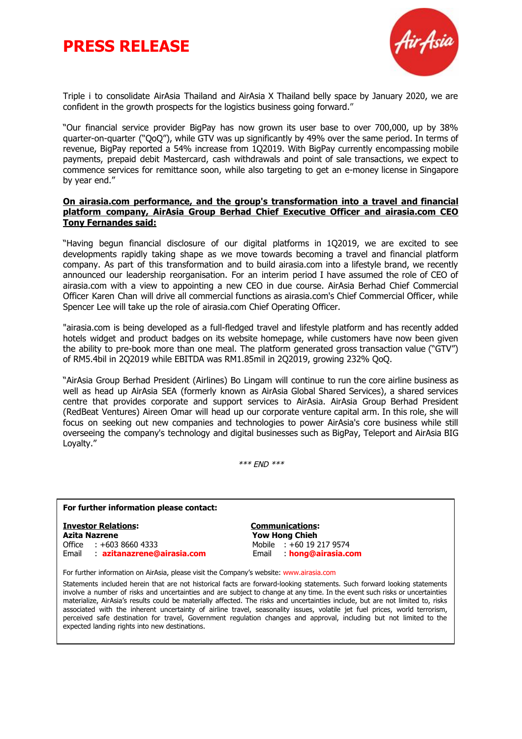Triple i to consolidate AirAsia Thailand and AirAsia X Thailand belly space by January 2020, we are confident in the growth prospects for the logistics business going forward."

"Our financial service provider BigPay has now grown its user base to over 700,000, up by 38% quarter-on-quarter ("QoQ"), while GTV was up significantly by 49% over the same period. In terms of revenue, BigPay reported a 54% increase from 1Q2019. With BigPay currently encompassing mobile payments, prepaid debit Mastercard, cash withdrawals and point of sale transactions, we expect to commence services for remittance soon, while also targeting to get an e-money license in Singapore by year end."

**On airasia.com performance, and the group's transformation into a travel and financial platform company, AirAsia Group Berhad Chief Executive Officer and airasia.com CEO Tony Fernandes said:**

"Having begun financial disclosure of our digital platforms in 1Q2019, we are excited to see developments rapidly taking shape as we move towards becoming a travel and financial platform company. As part of this transformation and to build airasia.com into a lifestyle brand, we recently announced our leadership reorganisation. For an interim period I have assumed the role of CEO of airasia.com with a view to appointing a new CEO in due course. AirAsia Berhad Chief Commercial Officer Karen Chan will drive all commercial functions as airasia.com's Chief Commercial Officer, while Spencer Lee will take up the role of airasia.com Chief Operating Officer.

"airasia.com is being developed as a full-fledged travel and lifestyle platform and has recently added hotels widget and product badges on its website homepage, while customers have now been given the ability to pre-book more than one meal. The platform generated gross transaction value ("GTV") of RM5.4bil in 2Q2019 while EBITDA was RM1.85mil in 2Q2019, growing 232% QoQ.

"AirAsia Group Berhad President (Airlines) Bo Lingam will continue to run the core airline business as well as head up AirAsia SEA (formerly known as AirAsia Global Shared Services), a shared services centre that provides corporate and support services to AirAsia. AirAsia Group Berhad President (RedBeat Ventures) Aireen Omar will head up our corporate venture capital arm. In this role, she will focus on seeking out new companies and technologies to power AirAsia's core business while still overseeing the company's technology and digital businesses such as BigPay, Teleport and AirAsia BIG Loyalty."

*\*\*\* END \*\*\**

**For further information please contact:**

**Investor Relations:**
**Azita Nazrene**
Office : +603 8660 4333
Email : **azitanazrene@airasia.com**

**Communications:**
**Yow Hong Chieh**
Mobile : +60 19 217 9574
Email : **hong@airasia.com**

For further information on AirAsia, please visit the Company's website: www.airasia.com

Statements included herein that are not historical facts are forward-looking statements. Such forward looking statements involve a number of risks and uncertainties and are subject to change at any time. In the event such risks or uncertainties materialize, AirAsia's results could be materially affected. The risks and uncertainties include, but are not limited to, risks associated with the inherent uncertainty of airline travel, seasonality issues, volatile jet fuel prices, world terrorism, perceived safe destination for travel, Government regulation changes and approval, including but not limited to the expected landing rights into new destinations.